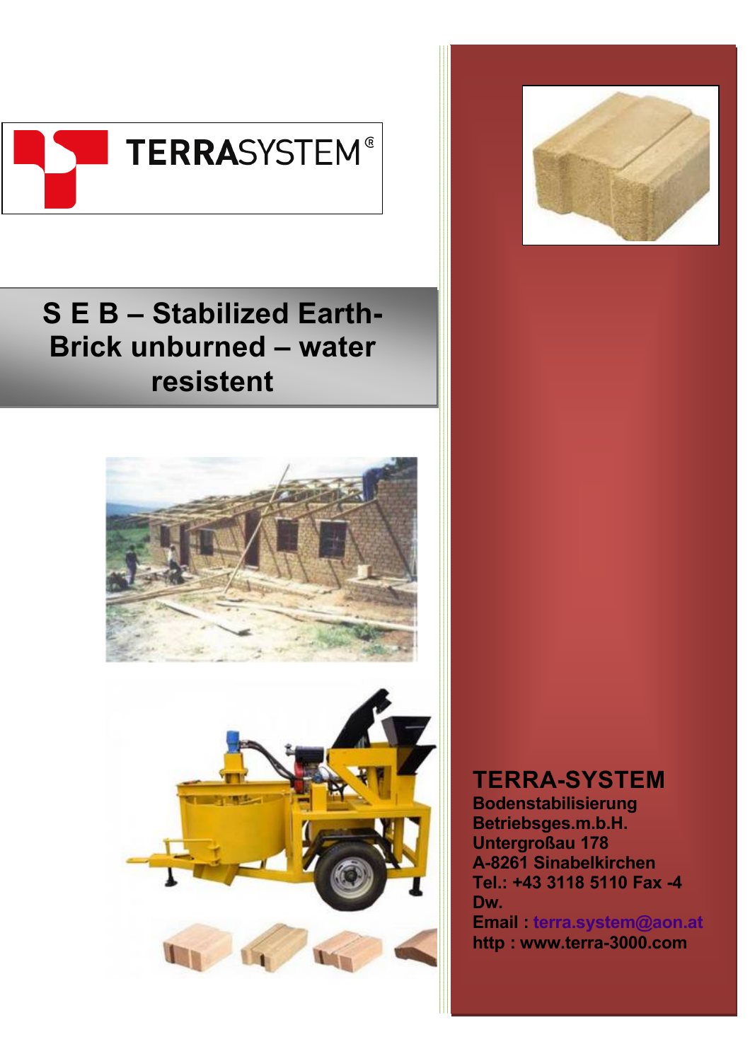TERRASYSTEM®

# S E B – Stabilized Earth-Brick unburned – water resistent

**TERRA-SYSTEM**

**Bodenstabilisierung Betriebsges.m.b.H.**
**Untergroßau 178**
**A-8261 Sinabelkirchen**
**Tel.: +43 3118 5110 Fax -4 Dw.**
**Email : terra.system@aon.at**
**http : www.terra-3000.com**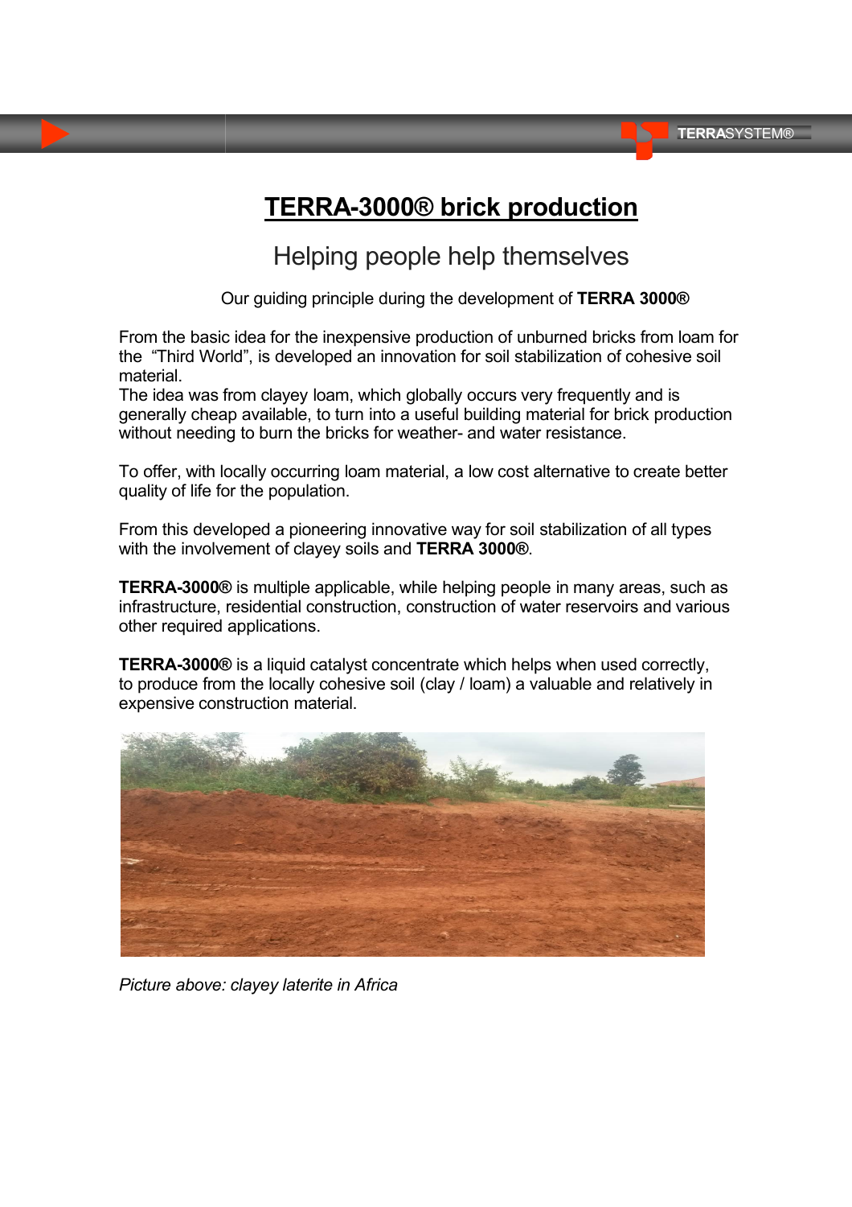# TERRA-3000® brick production

## Helping people help themselves

Our guiding principle during the development of **TERRA 3000®**

From the basic idea for the inexpensive production of unburned bricks from loam for the "Third World", is developed an innovation for soil stabilization of cohesive soil material.
The idea was from clayey loam, which globally occurs very frequently and is generally cheap available, to turn into a useful building material for brick production without needing to burn the bricks for weather- and water resistance.

To offer, with locally occurring loam material, a low cost alternative to create better quality of life for the population.

From this developed a pioneering innovative way for soil stabilization of all types with the involvement of clayey soils and **TERRA 3000®**.

**TERRA-3000®** is multiple applicable, while helping people in many areas, such as infrastructure, residential construction, construction of water reservoirs and various other required applications.

**TERRA-3000®** is a liquid catalyst concentrate which helps when used correctly, to produce from the locally cohesive soil (clay / loam) a valuable and relatively in expensive construction material.

*Picture above: clayey laterite in Africa*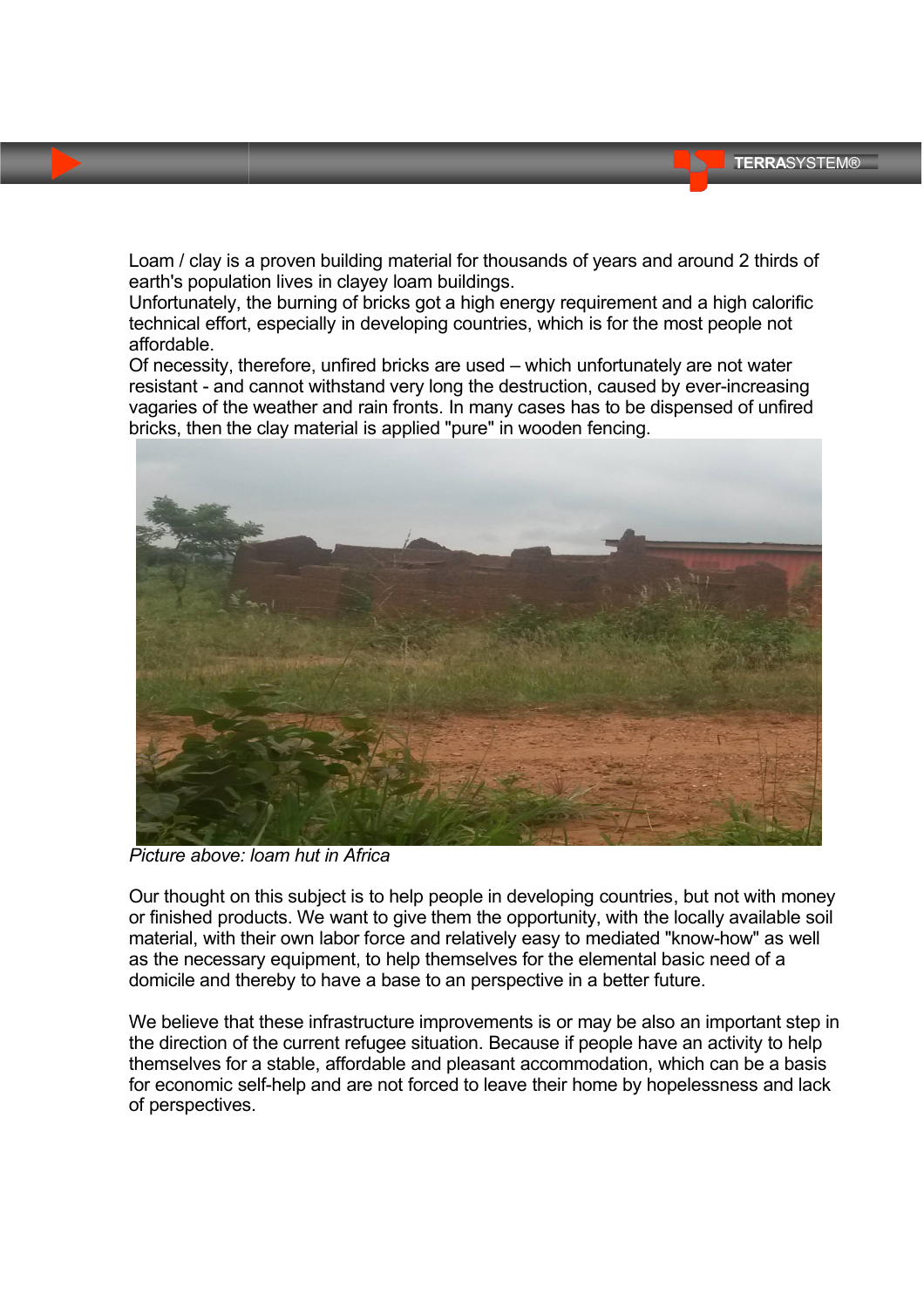Loam / clay is a proven building material for thousands of years and around 2 thirds of earth's population lives in clayey loam buildings.
Unfortunately, the burning of bricks got a high energy requirement and a high calorific technical effort, especially in developing countries, which is for the most people not affordable.
Of necessity, therefore, unfired bricks are used – which unfortunately are not water resistant - and cannot withstand very long the destruction, caused by ever-increasing vagaries of the weather and rain fronts. In many cases has to be dispensed of unfired bricks, then the clay material is applied "pure" in wooden fencing.

*Picture above: loam hut in Africa*

Our thought on this subject is to help people in developing countries, but not with money or finished products. We want to give them the opportunity, with the locally available soil material, with their own labor force and relatively easy to mediated "know-how" as well as the necessary equipment, to help themselves for the elemental basic need of a domicile and thereby to have a base to an perspective in a better future.

We believe that these infrastructure improvements is or may be also an important step in the direction of the current refugee situation. Because if people have an activity to help themselves for a stable, affordable and pleasant accommodation, which can be a basis for economic self-help and are not forced to leave their home by hopelessness and lack of perspectives.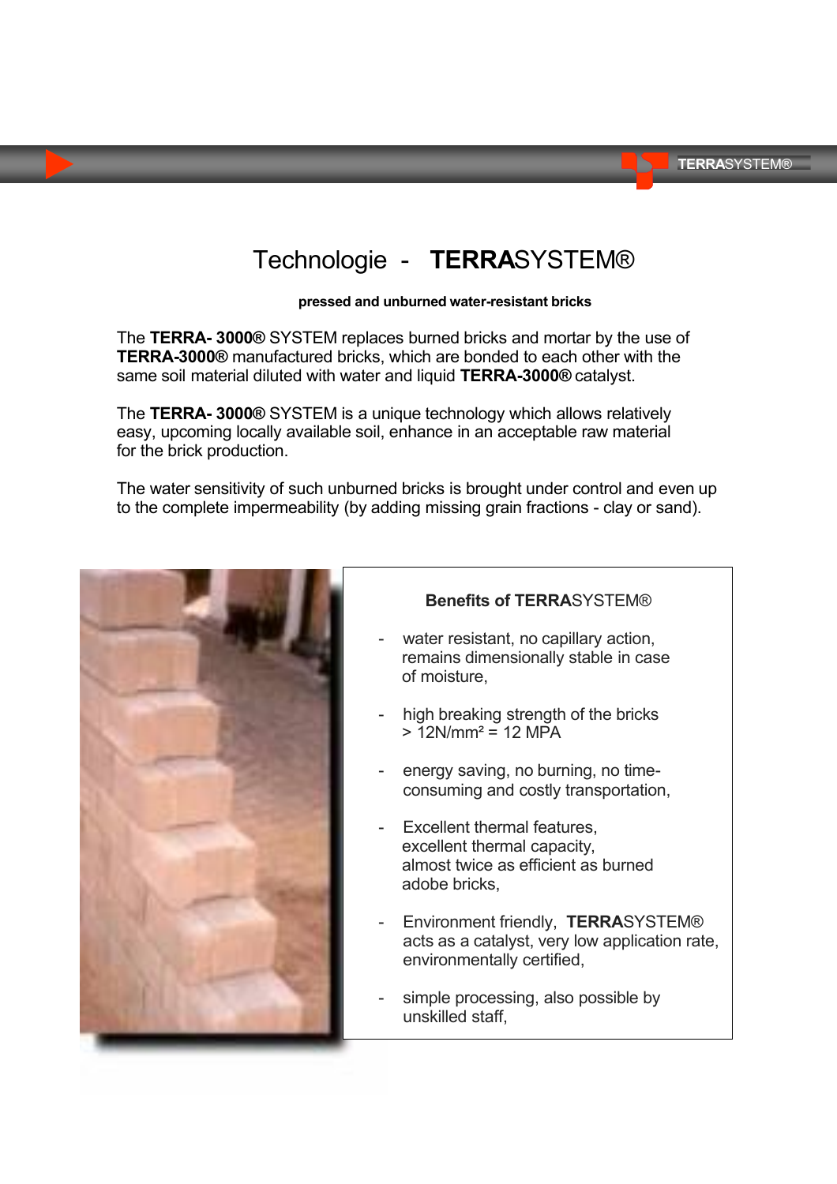# Technologie - **TERRA**SYSTEM®

**pressed and unburned water-resistant bricks**

The **TERRA- 3000®** SYSTEM replaces burned bricks and mortar by the use of **TERRA-3000®** manufactured bricks, which are bonded to each other with the same soil material diluted with water and liquid **TERRA-3000®** catalyst.

The **TERRA- 3000®** SYSTEM is a unique technology which allows relatively easy, upcoming locally available soil, enhance in an acceptable raw material for the brick production.

The water sensitivity of such unburned bricks is brought under control and even up to the complete impermeability (by adding missing grain fractions - clay or sand).

## Benefits of **TERRA**SYSTEM®

- water resistant, no capillary action, remains dimensionally stable in case of moisture,
- high breaking strength of the bricks > 12N/mm² = 12 MPA
- energy saving, no burning, no time-consuming and costly transportation,
- Excellent thermal features, excellent thermal capacity, almost twice as efficient as burned adobe bricks,
- Environment friendly, **TERRA**SYSTEM® acts as a catalyst, very low application rate, environmentally certified,
- simple processing, also possible by unskilled staff,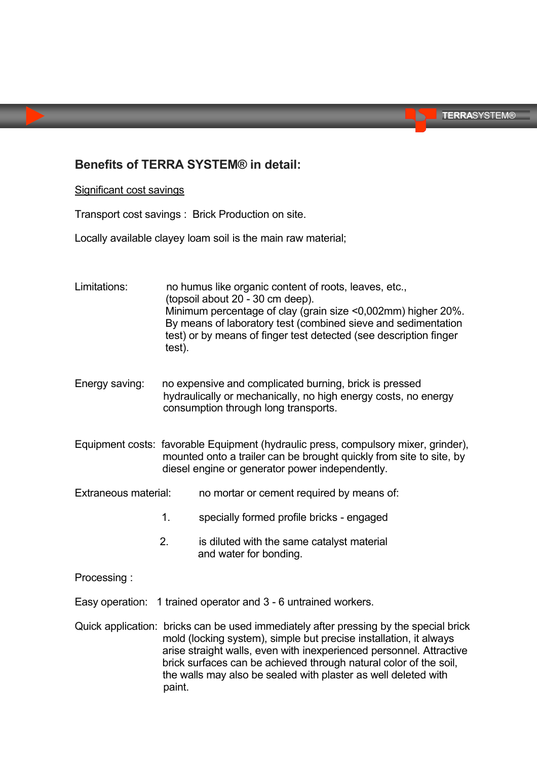## Benefits of TERRA SYSTEM® in detail:

Significant cost savings

Transport cost savings : Brick Production on site.

Locally available clayey loam soil is the main raw material;

Limitations: no humus like organic content of roots, leaves, etc., (topsoil about 20 - 30 cm deep). Minimum percentage of clay (grain size <0,002mm) higher 20%. By means of laboratory test (combined sieve and sedimentation test) or by means of finger test detected (see description finger test).

Energy saving: no expensive and complicated burning, brick is pressed hydraulically or mechanically, no high energy costs, no energy consumption through long transports.

Equipment costs: favorable Equipment (hydraulic press, compulsory mixer, grinder), mounted onto a trailer can be brought quickly from site to site, by diesel engine or generator power independently.

Extraneous material: no mortar or cement required by means of:

1. specially formed profile bricks - engaged
2. is diluted with the same catalyst material and water for bonding.

Processing :

Easy operation: 1 trained operator and 3 - 6 untrained workers.

Quick application: bricks can be used immediately after pressing by the special brick mold (locking system), simple but precise installation, it always arise straight walls, even with inexperienced personnel. Attractive brick surfaces can be achieved through natural color of the soil, the walls may also be sealed with plaster as well deleted with paint.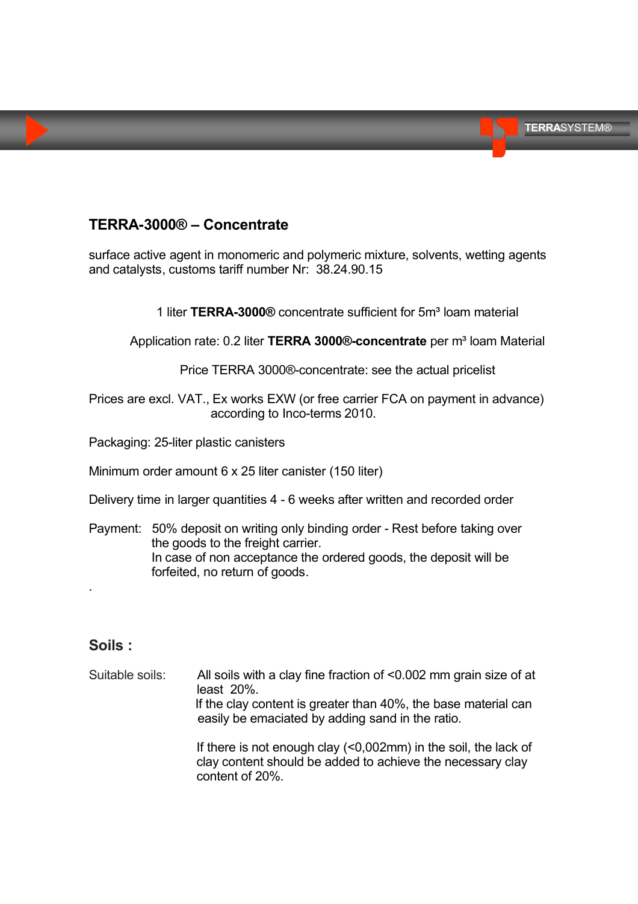## TERRA-3000® – Concentrate

surface active agent in monomeric and polymeric mixture, solvents, wetting agents and catalysts, customs tariff number Nr: 38.24.90.15

1 liter **TERRA-3000®** concentrate sufficient for 5m³ loam material

Application rate: 0.2 liter **TERRA 3000®-concentrate** per m³ loam Material

Price TERRA 3000®-concentrate: see the actual pricelist

Prices are excl. VAT., Ex works EXW (or free carrier FCA on payment in advance) according to Inco-terms 2010.

Packaging: 25-liter plastic canisters

Minimum order amount 6 x 25 liter canister (150 liter)

Delivery time in larger quantities 4 - 6 weeks after written and recorded order

Payment: 50% deposit on writing only binding order - Rest before taking over the goods to the freight carrier.
In case of non acceptance the ordered goods, the deposit will be forfeited, no return of goods.

.

## Soils :

Suitable soils: All soils with a clay fine fraction of <0.002 mm grain size of at least 20%.
If the clay content is greater than 40%, the base material can easily be emaciated by adding sand in the ratio.

If there is not enough clay (<0,002mm) in the soil, the lack of clay content should be added to achieve the necessary clay content of 20%.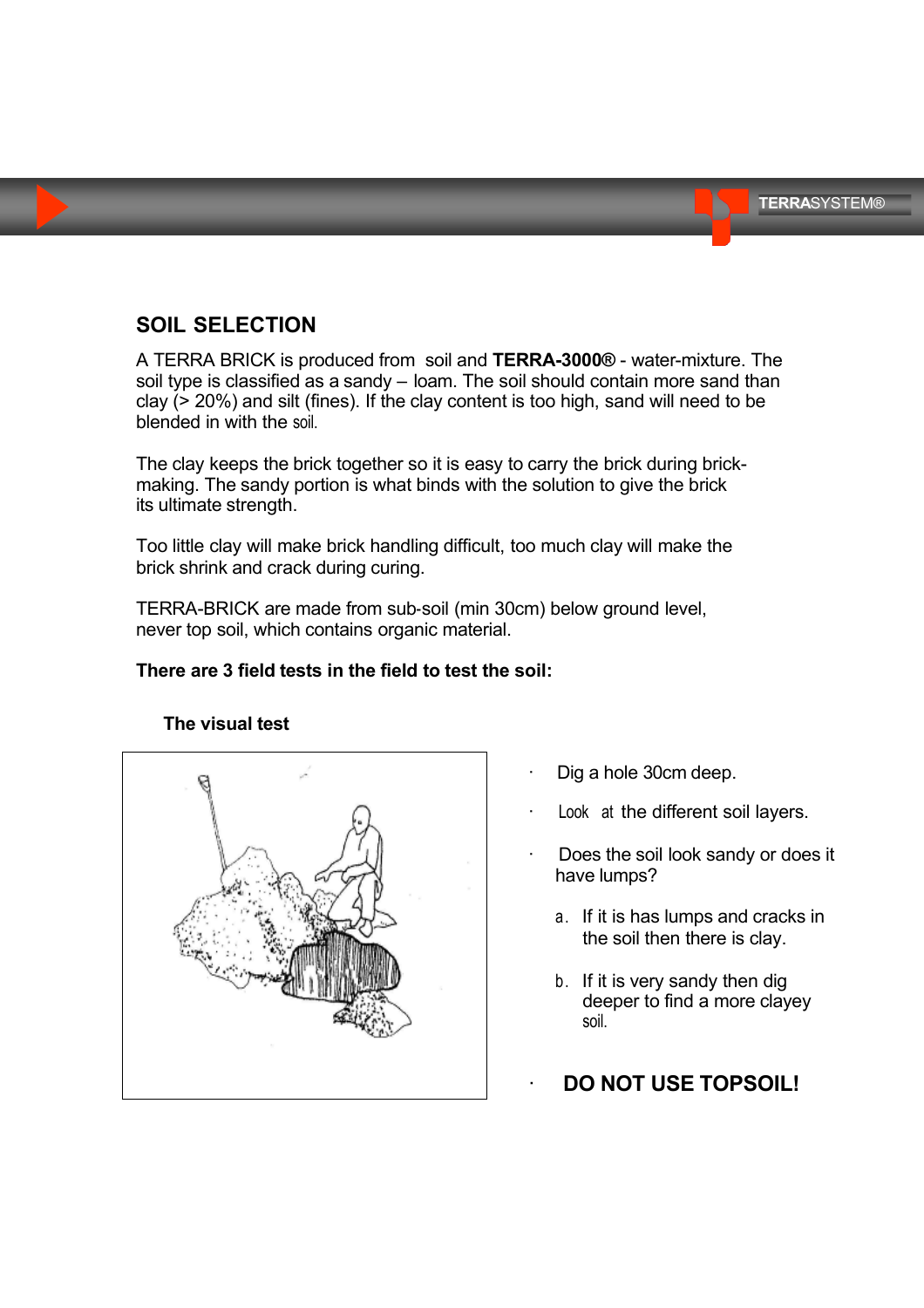## SOIL SELECTION

A TERRA BRICK is produced from soil and **TERRA-3000®** - water-mixture. The soil type is classified as a sandy – loam. The soil should contain more sand than clay (> 20%) and silt (fines). If the clay content is too high, sand will need to be blended in with the soil.

The clay keeps the brick together so it is easy to carry the brick during brick-making. The sandy portion is what binds with the solution to give the brick its ultimate strength.

Too little clay will make brick handling difficult, too much clay will make the brick shrink and crack during curing.

TERRA-BRICK are made from sub-soil (min 30cm) below ground level, never top soil, which contains organic material.

**There are 3 field tests in the field to test the soil:**

### The visual test

- Dig a hole 30cm deep.
- Look at the different soil layers.
- Does the soil look sandy or does it have lumps?
  - a. If it is has lumps and cracks in the soil then there is clay.
  - b. If it is very sandy then dig deeper to find a more clayey soil.
- **DO NOT USE TOPSOIL!**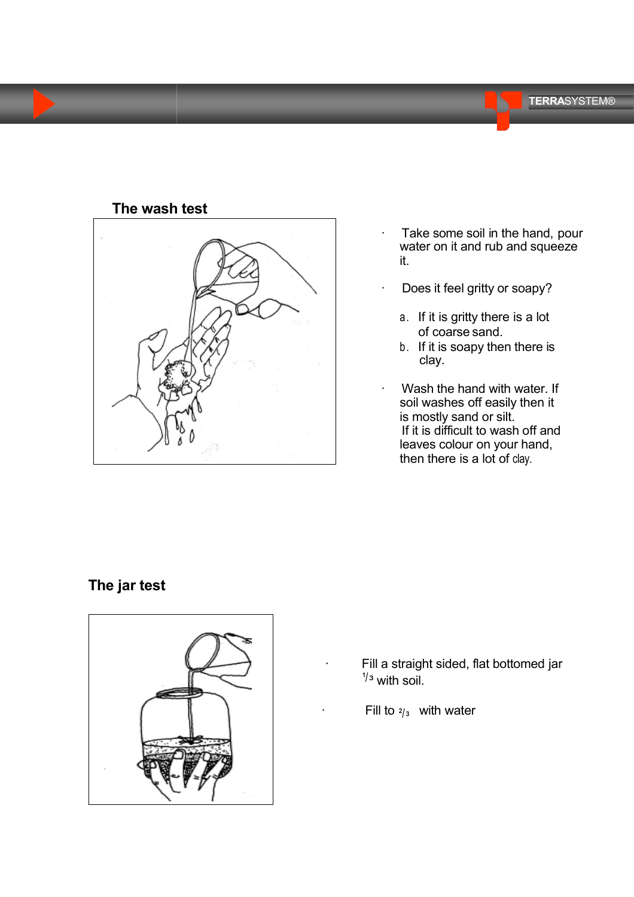## The wash test

- Take some soil in the hand, pour water on it and rub and squeeze it.
- Does it feel gritty or soapy?
  a. If it is gritty there is a lot of coarse sand.
  b. If it is soapy then there is clay.
- Wash the hand with water. If soil washes off easily then it is mostly sand or silt.
  If it is difficult to wash off and leaves colour on your hand, then there is a lot of clay.

## The jar test

- Fill a straight sided, flat bottomed jar $^{1}/_{3}$ with soil.
- Fill to $^{2}/_{3}$ with water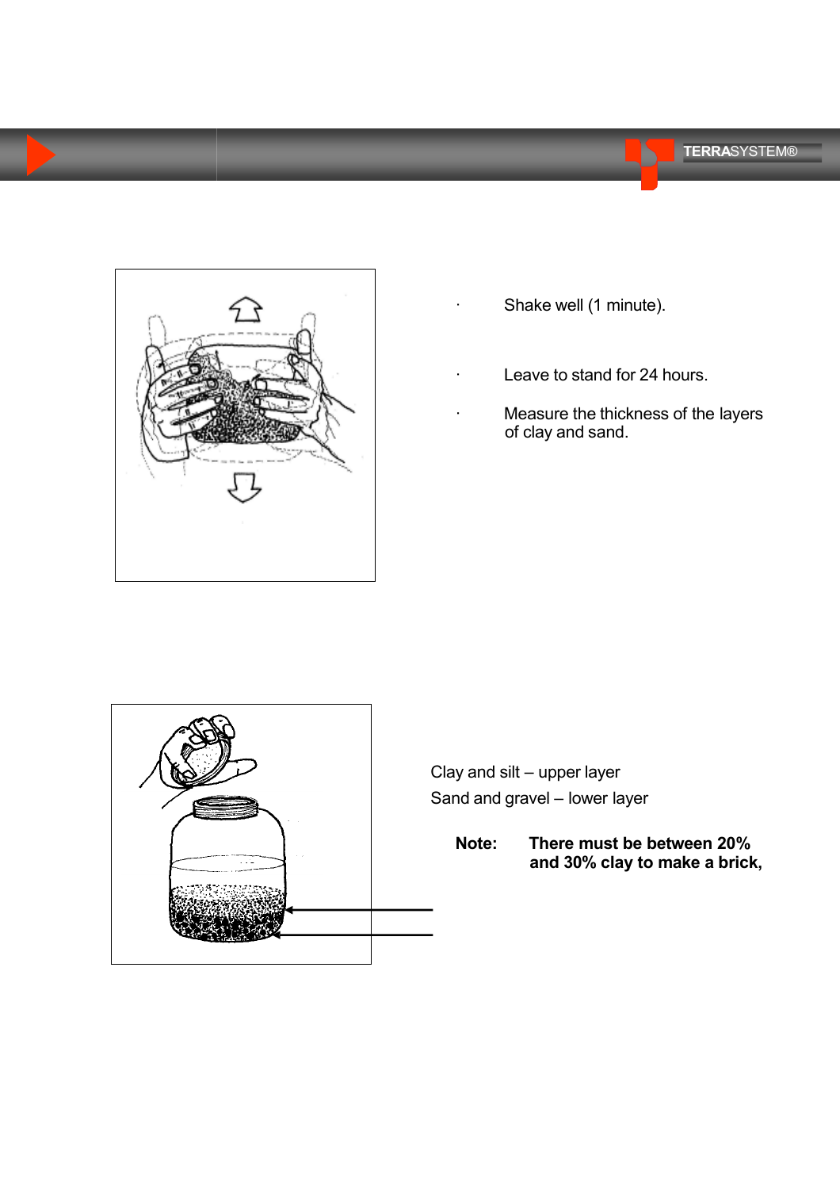- Shake well (1 minute).

- Leave to stand for 24 hours.

- Measure the thickness of the layers of clay and sand.

Clay and silt – upper layer

Sand and gravel – lower layer

**Note: There must be between 20% and 30% clay to make a brick,**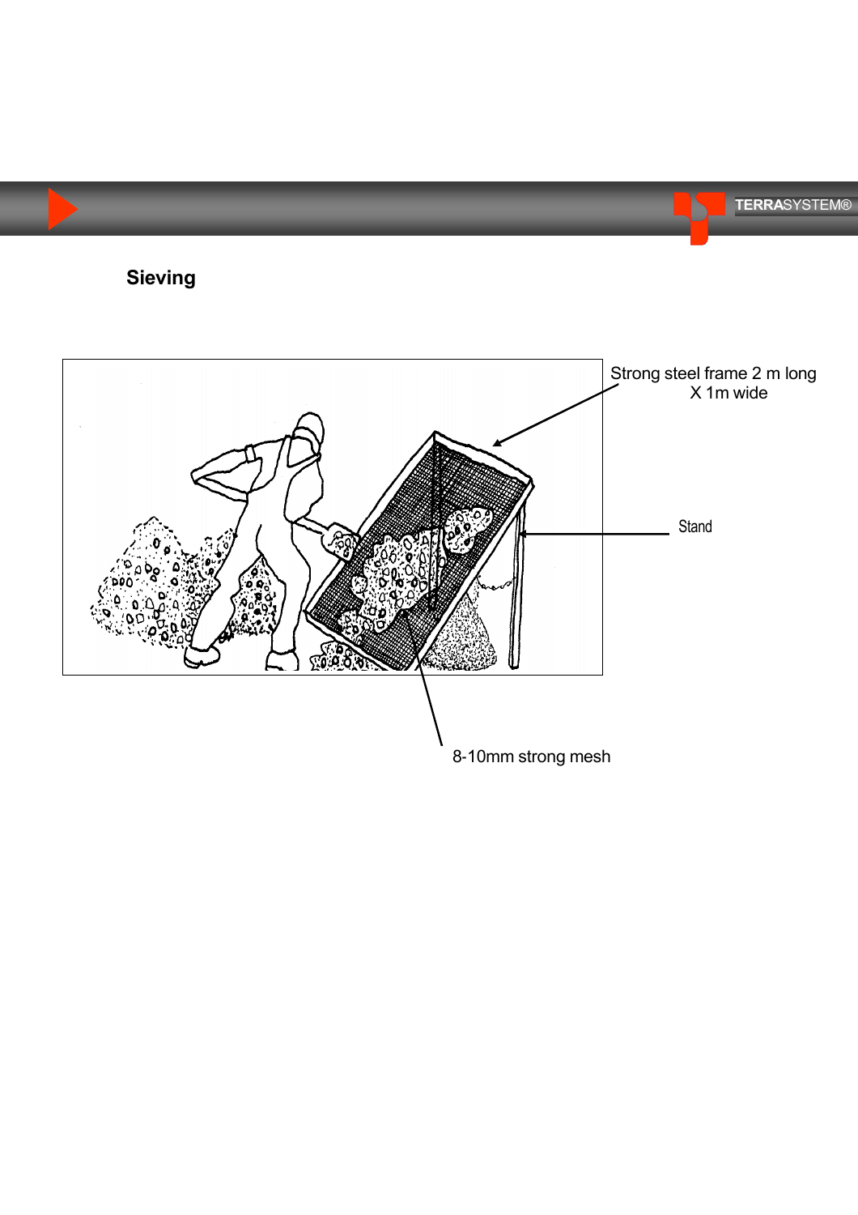## Sieving

Strong steel frame 2 m long X 1m wide

Stand

8-10mm strong mesh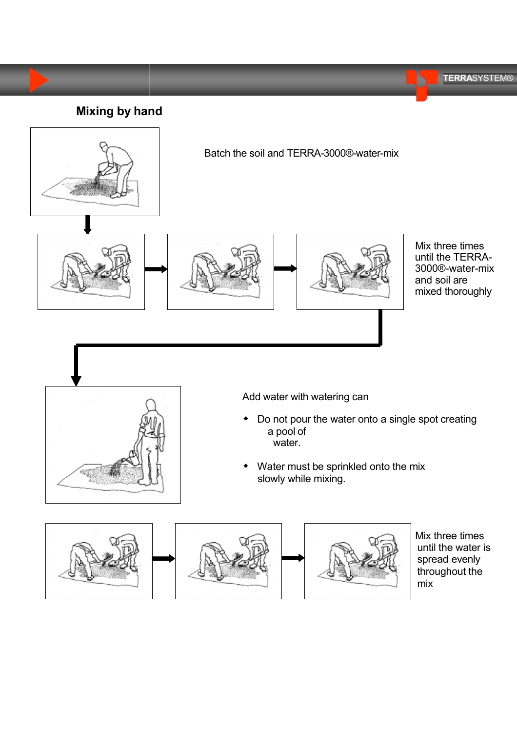## Mixing by hand

Batch the soil and TERRA-3000®-water-mix

Mix three times until the TERRA-3000®-water-mix and soil are mixed thorougly

Add water with watering can

- Do not pour the water onto a single spot creating a pool of water.
- Water must be sprinkled onto the mix slowly while mixing.

Mix three times until the water is spread evenly throughout the mix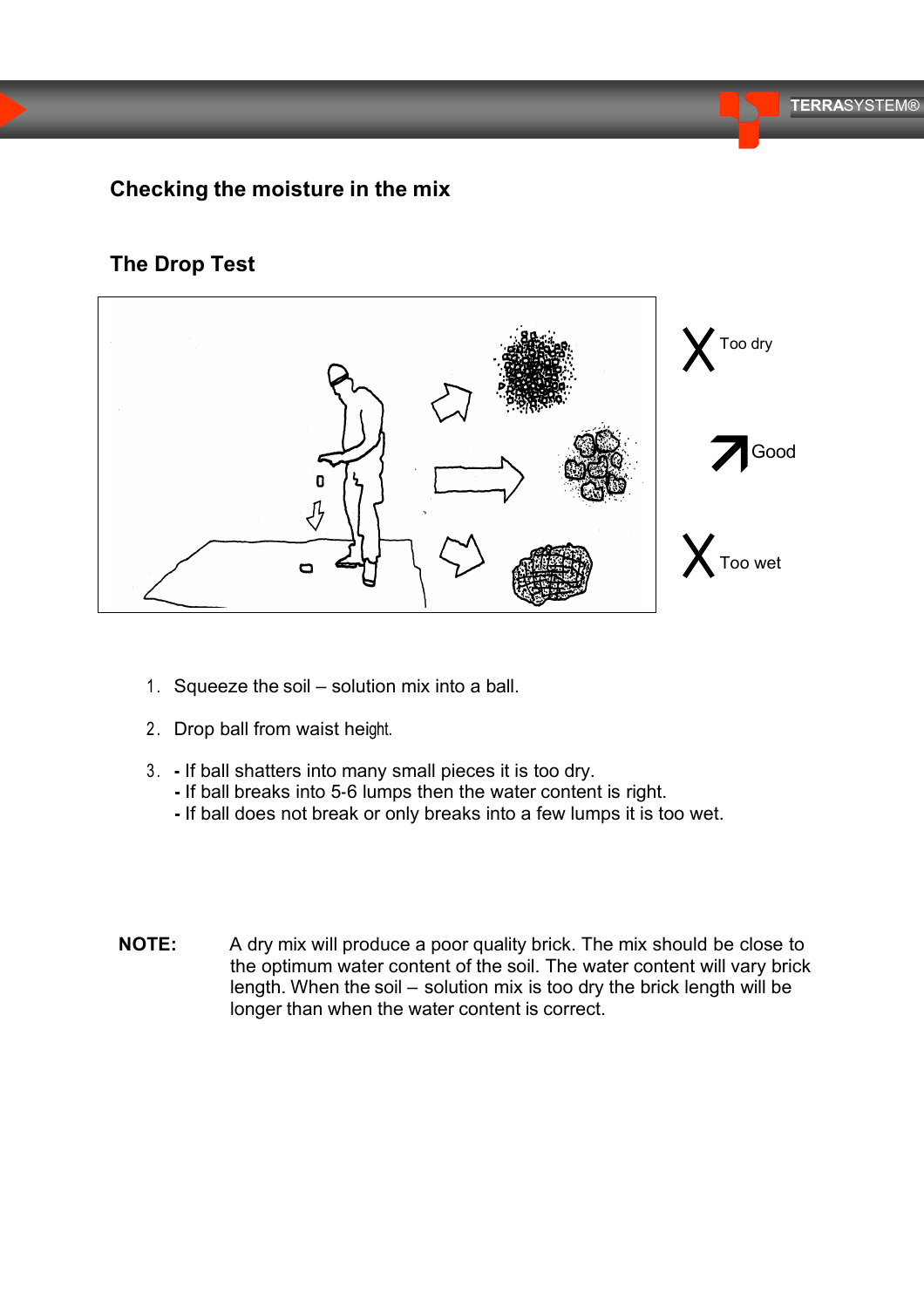## Checking the moisture in the mix

## The Drop Test

X Too dry

Good

X Too wet

1. Squeeze the soil – solution mix into a ball.
2. Drop ball from waist height.
3. - If ball shatters into many small pieces it is too dry.
   - If ball breaks into 5-6 lumps then the water content is right.
   - If ball does not break or only breaks into a few lumps it is too wet.

**NOTE:** A dry mix will produce a poor quality brick. The mix should be close to the optimum water content of the soil. The water content will vary brick length. When the soil – solution mix is too dry the brick length will be longer than when the water content is correct.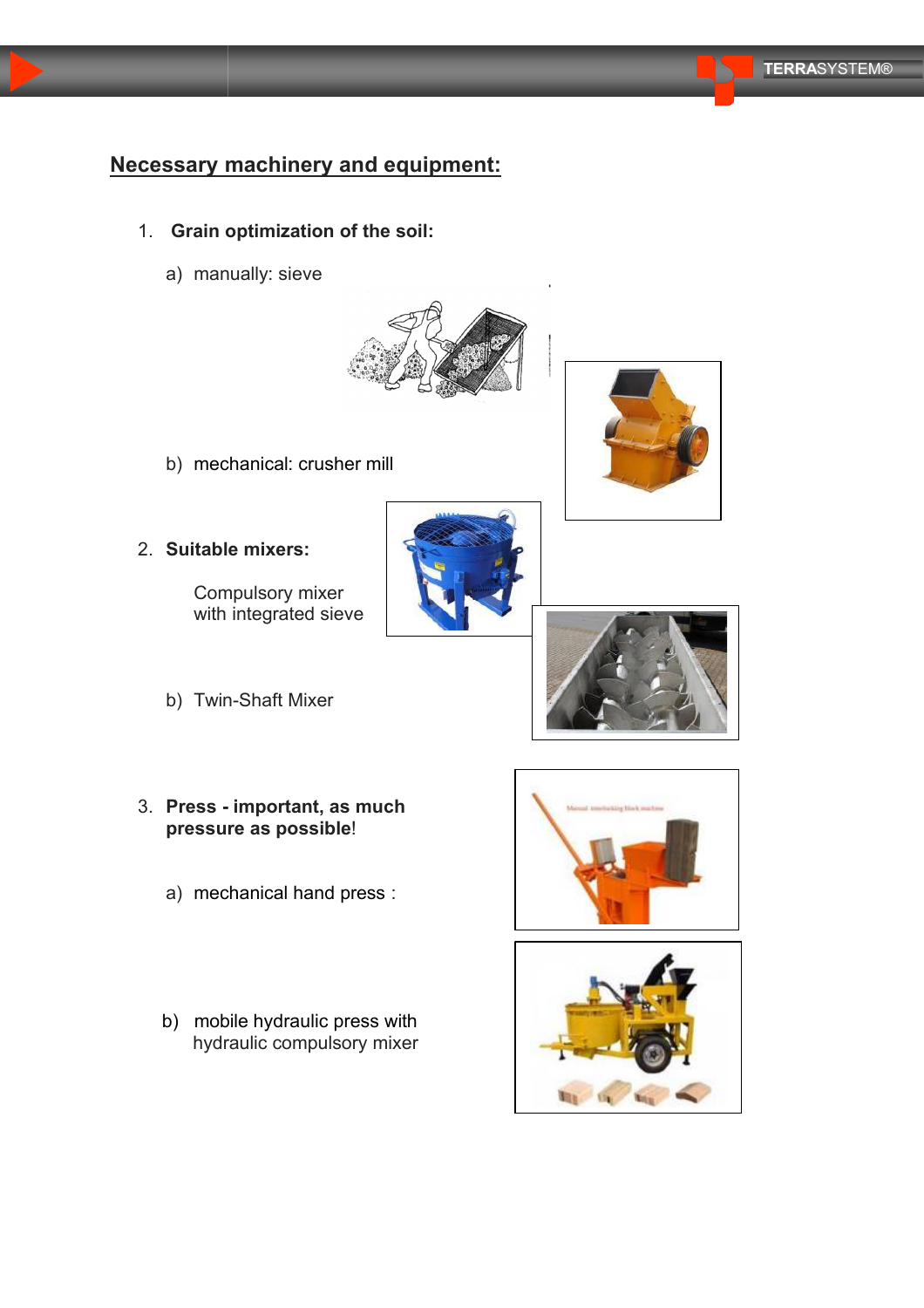## Necessary machinery and equipment:

1. **Grain optimization of the soil:**

   a) manually: sieve

   b) mechanical: crusher mill

2. **Suitable mixers:**

   Compulsory mixer with integrated sieve

   b) Twin-Shaft Mixer

3. **Press - important, as much pressure as possible**!

   a) mechanical hand press :

   b) mobile hydraulic press with hydraulic compulsory mixer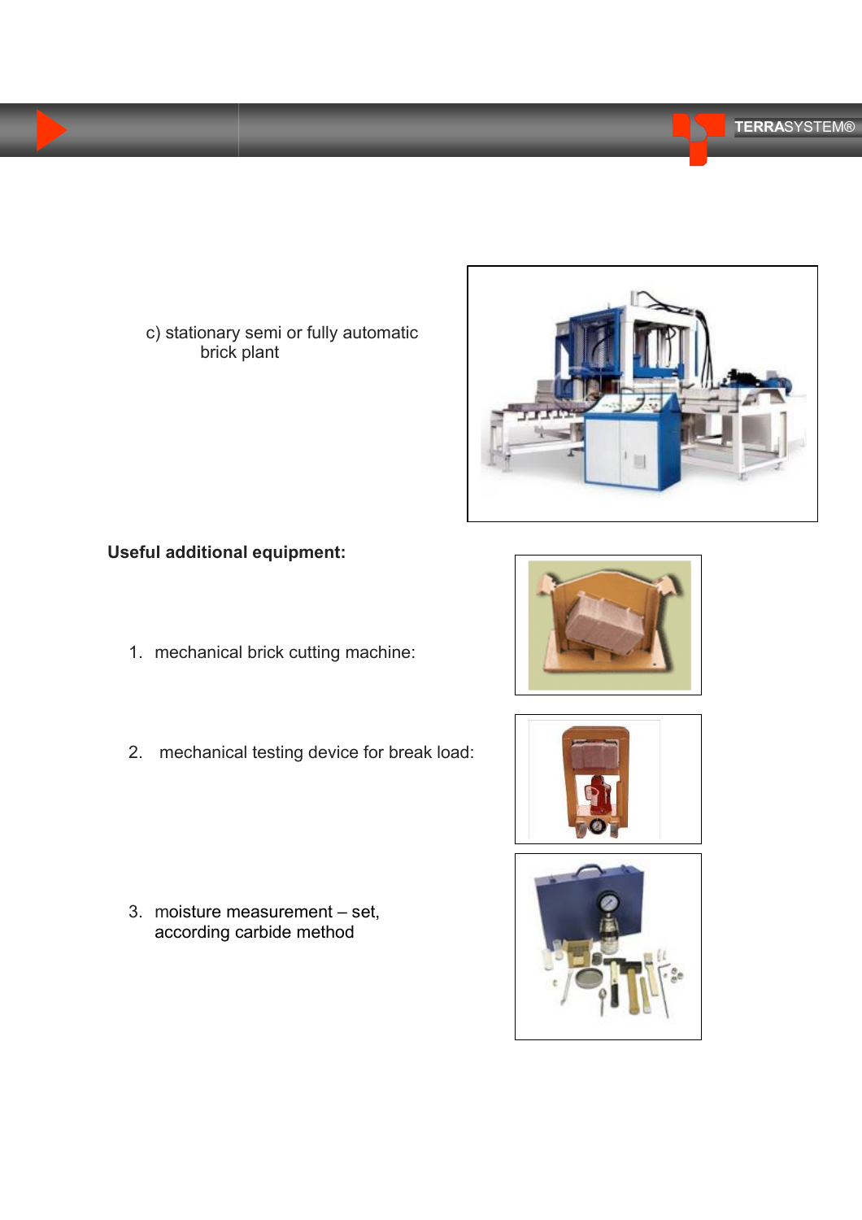c) stationary semi or fully automatic brick plant

**Useful additional equipment:**

1. mechanical brick cutting machine:

2. mechanical testing device for break load:

3. moisture measurement – set, according carbide method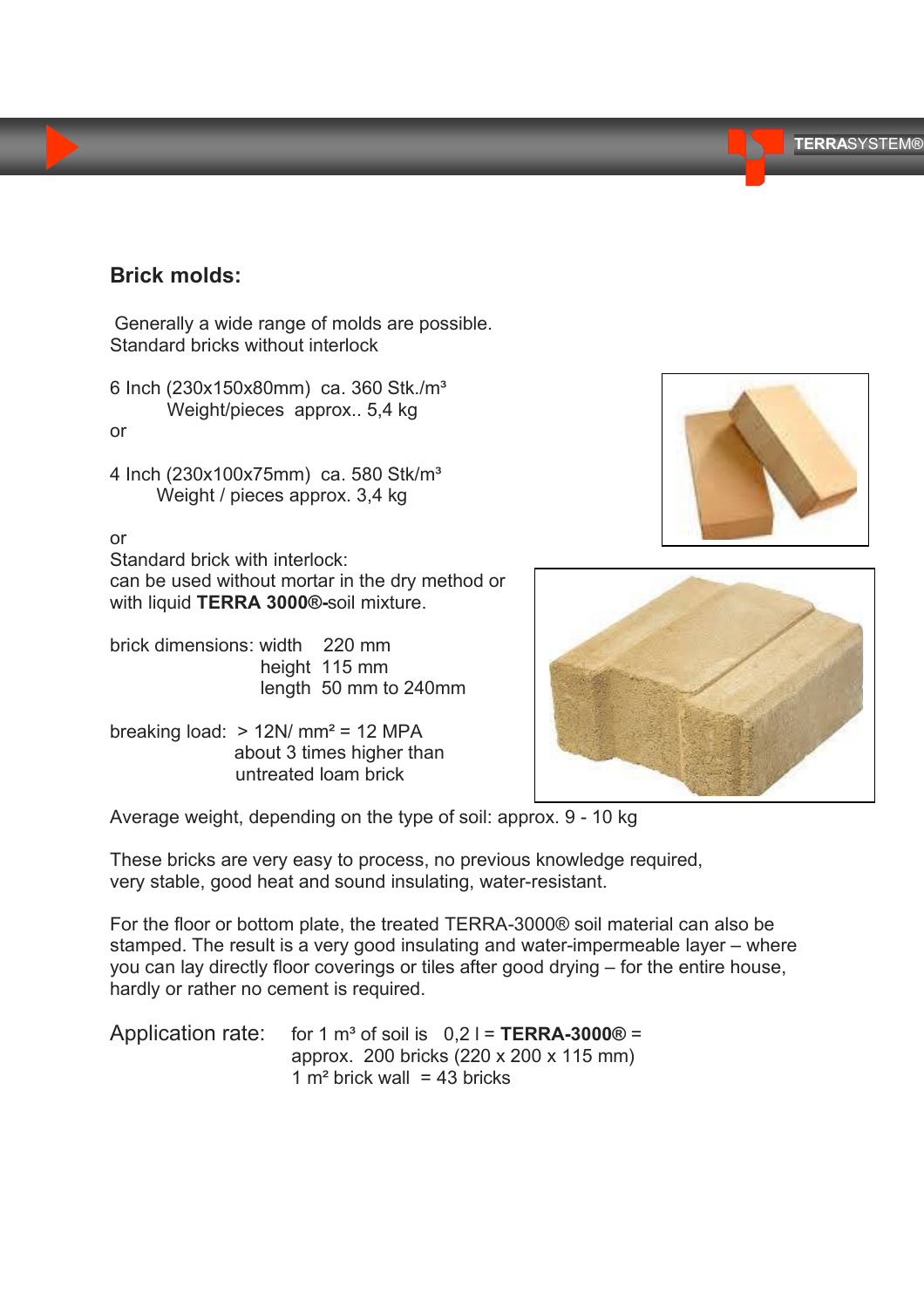## Brick molds:

Generally a wide range of molds are possible.
Standard bricks without interlock

6 Inch (230x150x80mm) ca. 360 Stk./m³
Weight/pieces approx.. 5,4 kg

or

4 Inch (230x100x75mm) ca. 580 Stk/m³
Weight / pieces approx. 3,4 kg

or
Standard brick with interlock:
can be used without mortar in the dry method or with liquid **TERRA 3000®-**soil mixture.

brick dimensions: width 220 mm
height 115 mm
length 50 mm to 240mm

breaking load: > 12N/ mm² = 12 MPA
about 3 times higher than untreated loam brick

Average weight, depending on the type of soil: approx. 9 - 10 kg

These bricks are very easy to process, no previous knowledge required, very stable, good heat and sound insulating, water-resistant.

For the floor or bottom plate, the treated TERRA-3000® soil material can also be stamped. The result is a very good insulating and water-impermeable layer – where you can lay directly floor coverings or tiles after good drying – for the entire house, hardly or rather no cement is required.

Application rate: for 1 m³ of soil is 0,2 l = **TERRA-3000®** =
approx. 200 bricks (220 x 200 x 115 mm)
1 m² brick wall = 43 bricks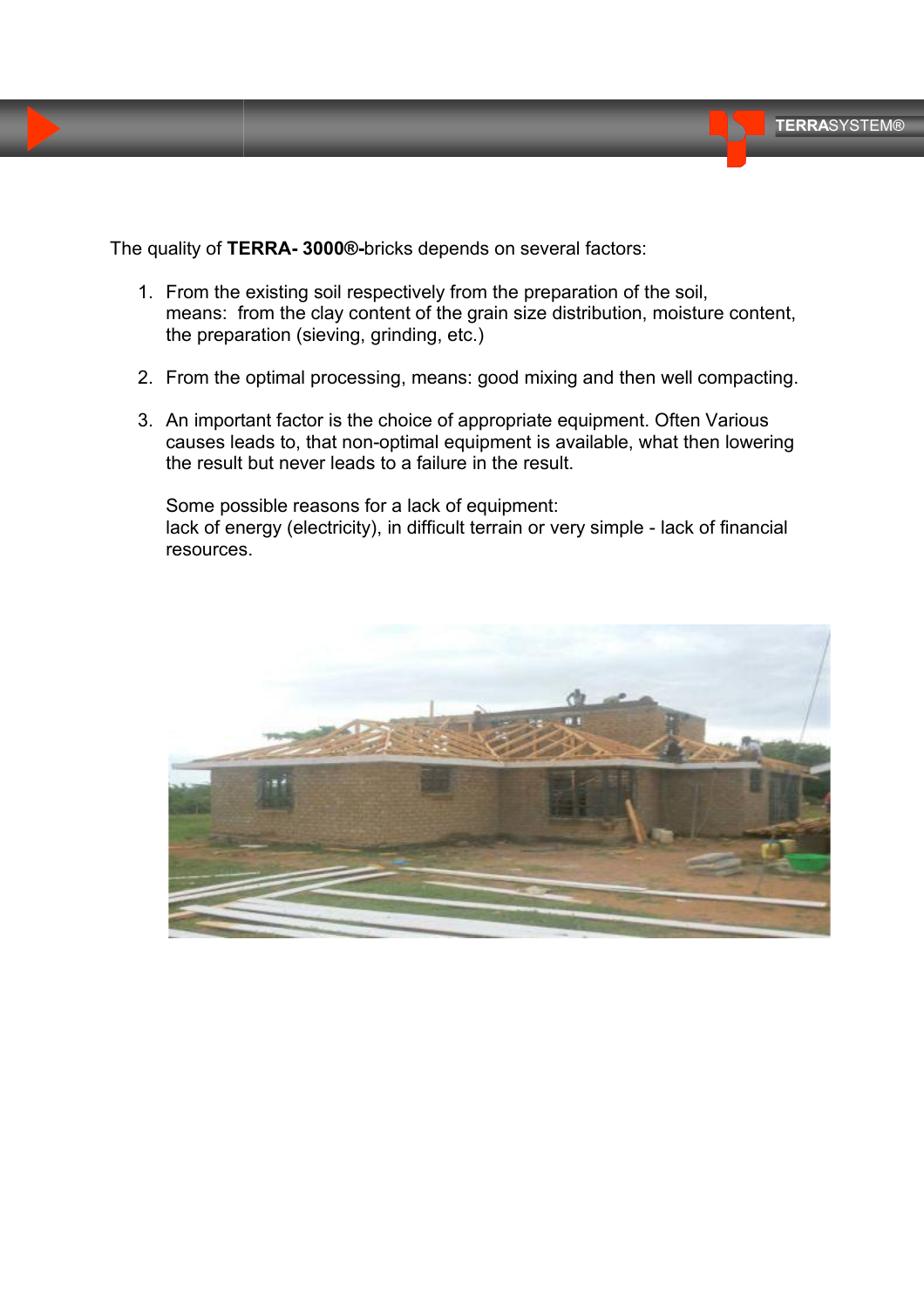The quality of **TERRA- 3000®-**bricks depends on several factors:

1. From the existing soil respectively from the preparation of the soil, means: from the clay content of the grain size distribution, moisture content, the preparation (sieving, grinding, etc.)

2. From the optimal processing, means: good mixing and then well compacting.

3. An important factor is the choice of appropriate equipment. Often Various causes leads to, that non-optimal equipment is available, what then lowering the result but never leads to a failure in the result.

   Some possible reasons for a lack of equipment:
   lack of energy (electricity), in difficult terrain or very simple - lack of financial resources.